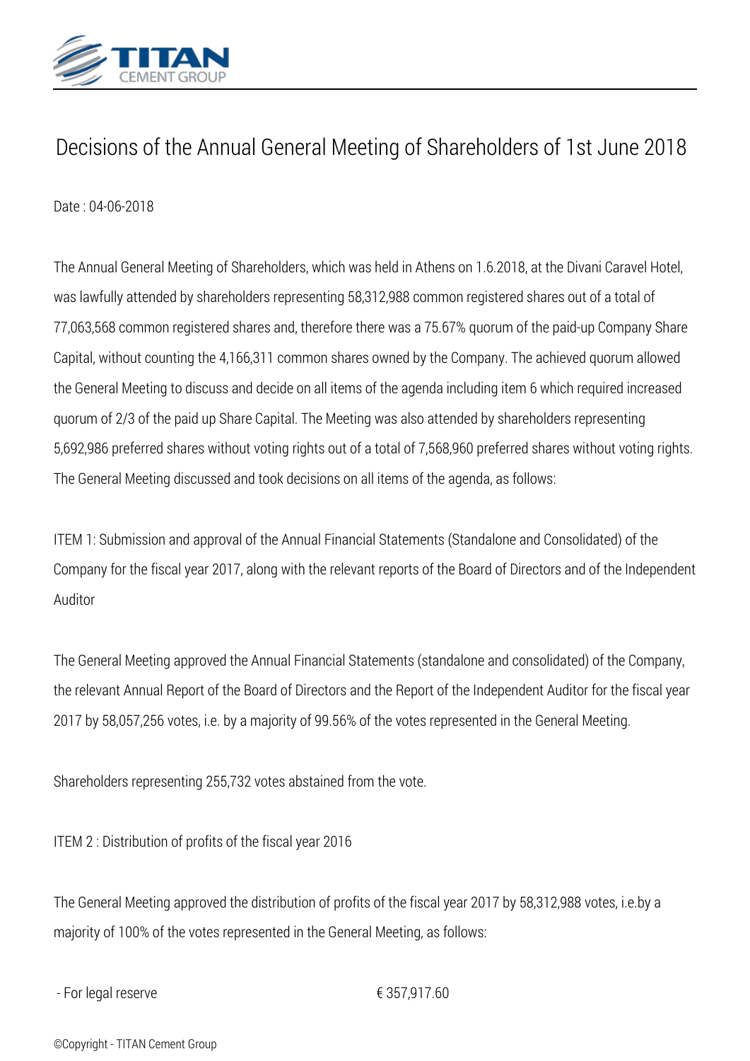# Decisions of the Annual General Meeting of Shareholders of 1st June 2018

Date : 04-06-2018

The Annual General Meeting of Shareholders, which was held in Athens on 1.6.2018, at the Divani Caravel Hotel, was lawfully attended by shareholders representing 58,312,988 common registered shares out of a total of 77,063,568 common registered shares and, therefore there was a 75.67% quorum of the paid-up Company Share Capital, without counting the 4,166,311 common shares owned by the Company. The achieved quorum allowed the General Meeting to discuss and decide on all items of the agenda including item 6 which required increased quorum of 2/3 of the paid up Share Capital. The Meeting was also attended by shareholders representing 5,692,986 preferred shares without voting rights out of a total of 7,568,960 preferred shares without voting rights. The General Meeting discussed and took decisions on all items of the agenda, as follows:

ITEM 1: Submission and approval of the Annual Financial Statements (Standalone and Consolidated) of the Company for the fiscal year 2017, along with the relevant reports of the Board of Directors and of the Independent Auditor

The General Meeting approved the Annual Financial Statements (standalone and consolidated) of the Company, the relevant Annual Report of the Board of Directors and the Report of the Independent Auditor for the fiscal year 2017 by 58,057,256 votes, i.e. by a majority of 99.56% of the votes represented in the General Meeting.

Shareholders representing 255,732 votes abstained from the vote.

ITEM 2 : Distribution of profits of the fiscal year 2016

The General Meeting approved the distribution of profits of the fiscal year 2017 by 58,312,988 votes, i.e.by a majority of 100% of the votes represented in the General Meeting, as follows:

| | |
|---|---|
| - For legal reserve | € 357,917.60 |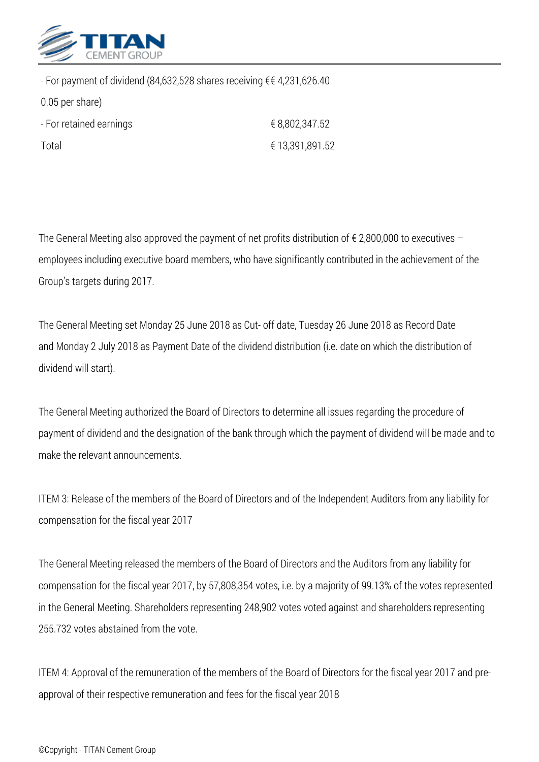| | |
|---|---|
| - For payment of dividend (84,632,528 shares receiving €€ 0.05 per share) | 4,231,626.40 |
| - For retained earnings | € 8,802,347.52 |
| Total | € 13,391,891.52 |

The General Meeting also approved the payment of net profits distribution of € 2,800,000 to executives – employees including executive board members, who have significantly contributed in the achievement of the Group's targets during 2017.

The General Meeting set Monday 25 June 2018 as Cut- off date, Tuesday 26 June 2018 as Record Date and Monday 2 July 2018 as Payment Date of the dividend distribution (i.e. date on which the distribution of dividend will start).

The General Meeting authorized the Board of Directors to determine all issues regarding the procedure of payment of dividend and the designation of the bank through which the payment of dividend will be made and to make the relevant announcements.

ITEM 3: Release of the members of the Board of Directors and of the Independent Auditors from any liability for compensation for the fiscal year 2017

The General Meeting released the members of the Board of Directors and the Auditors from any liability for compensation for the fiscal year 2017, by 57,808,354 votes, i.e. by a majority of 99.13% of the votes represented in the General Meeting. Shareholders representing 248,902 votes voted against and shareholders representing 255.732 votes abstained from the vote.

ITEM 4: Approval of the remuneration of the members of the Board of Directors for the fiscal year 2017 and pre-approval of their respective remuneration and fees for the fiscal year 2018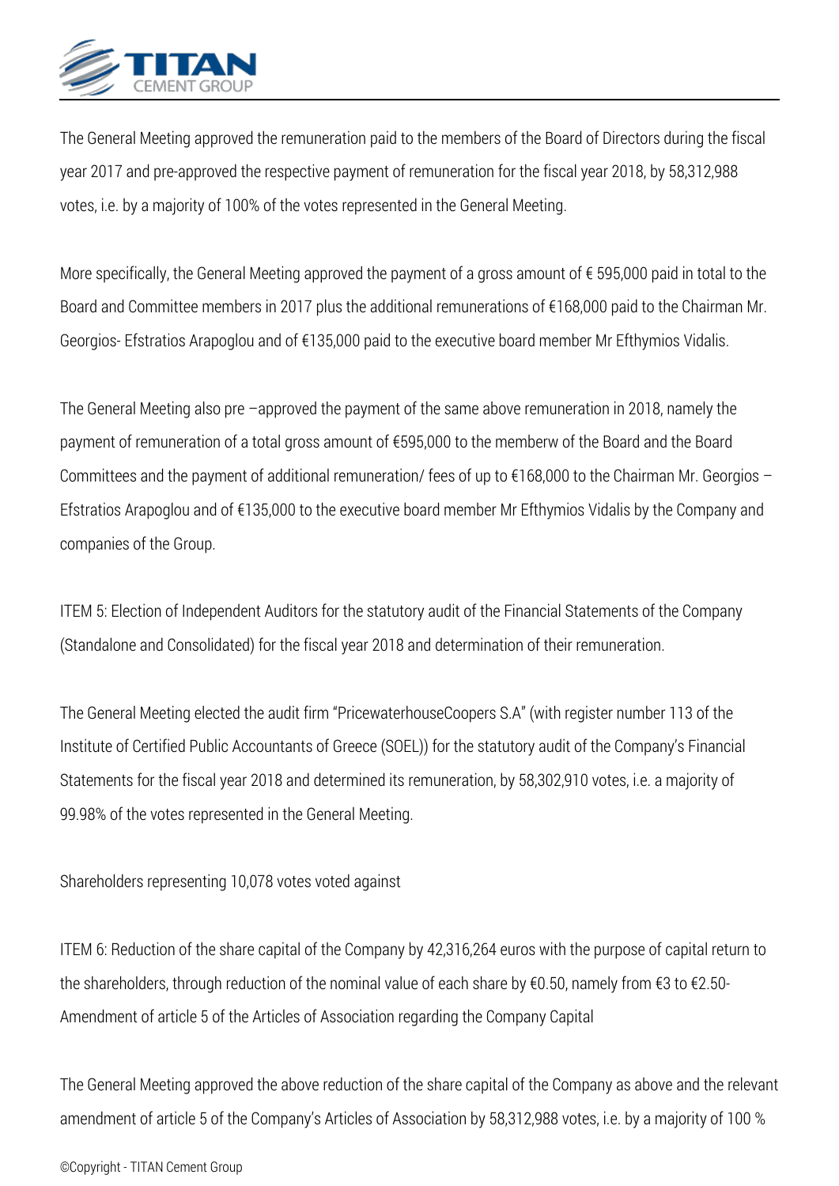The General Meeting approved the remuneration paid to the members of the Board of Directors during the fiscal year 2017 and pre-approved the respective payment of remuneration for the fiscal year 2018, by 58,312,988 votes, i.e. by a majority of 100% of the votes represented in the General Meeting.

More specifically, the General Meeting approved the payment of a gross amount of € 595,000 paid in total to the Board and Committee members in 2017 plus the additional remunerations of €168,000 paid to the Chairman Mr. Georgios- Efstratios Arapoglou and of €135,000 paid to the executive board member Mr Efthymios Vidalis.

The General Meeting also pre –approved the payment of the same above remuneration in 2018, namely the payment of remuneration of a total gross amount of €595,000 to the memberw of the Board and the Board Committees and the payment of additional remuneration/ fees of up to €168,000 to the Chairman Mr. Georgios – Efstratios Arapoglou and of €135,000 to the executive board member Mr Efthymios Vidalis by the Company and companies of the Group.

ITEM 5: Election of Independent Auditors for the statutory audit of the Financial Statements of the Company (Standalone and Consolidated) for the fiscal year 2018 and determination of their remuneration.

The General Meeting elected the audit firm "PricewaterhouseCoopers S.A" (with register number 113 of the Institute of Certified Public Accountants of Greece (SOEL)) for the statutory audit of the Company's Financial Statements for the fiscal year 2018 and determined its remuneration, by 58,302,910 votes, i.e. a majority of 99.98% of the votes represented in the General Meeting.

Shareholders representing 10,078 votes voted against

ITEM 6: Reduction of the share capital of the Company by 42,316,264 euros with the purpose of capital return to the shareholders, through reduction of the nominal value of each share by €0.50, namely from €3 to €2.50- Amendment of article 5 of the Articles of Association regarding the Company Capital

The General Meeting approved the above reduction of the share capital of the Company as above and the relevant amendment of article 5 of the Company's Articles of Association by 58,312,988 votes, i.e. by a majority of 100 %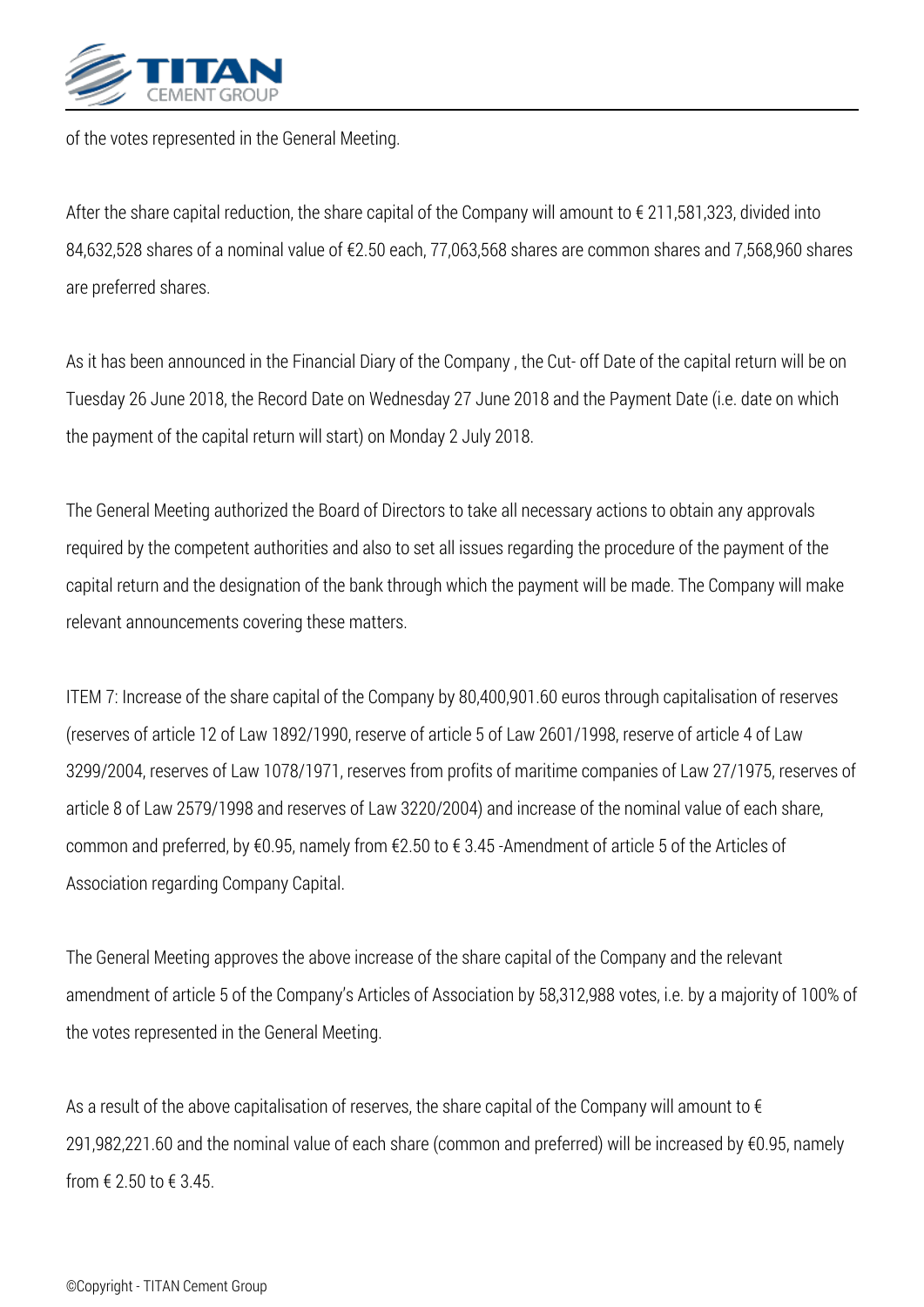of the votes represented in the General Meeting.

After the share capital reduction, the share capital of the Company will amount to € 211,581,323, divided into 84,632,528 shares of a nominal value of €2.50 each, 77,063,568 shares are common shares and 7,568,960 shares are preferred shares.

As it has been announced in the Financial Diary of the Company , the Cut- off Date of the capital return will be on Tuesday 26 June 2018, the Record Date on Wednesday 27 June 2018 and the Payment Date (i.e. date on which the payment of the capital return will start) on Monday 2 July 2018.

The General Meeting authorized the Board of Directors to take all necessary actions to obtain any approvals required by the competent authorities and also to set all issues regarding the procedure of the payment of the capital return and the designation of the bank through which the payment will be made. The Company will make relevant announcements covering these matters.

ITEM 7: Increase of the share capital of the Company by 80,400,901.60 euros through capitalisation of reserves (reserves of article 12 of Law 1892/1990, reserve of article 5 of Law 2601/1998, reserve of article 4 of Law 3299/2004, reserves of Law 1078/1971, reserves from profits of maritime companies of Law 27/1975, reserves of article 8 of Law 2579/1998 and reserves of Law 3220/2004) and increase of the nominal value of each share, common and preferred, by €0.95, namely from €2.50 to € 3.45 -Amendment of article 5 of the Articles of Association regarding Company Capital.

The General Meeting approves the above increase of the share capital of the Company and the relevant amendment of article 5 of the Company's Articles of Association by 58,312,988 votes, i.e. by a majority of 100% of the votes represented in the General Meeting.

As a result of the above capitalisation of reserves, the share capital of the Company will amount to € 291,982,221.60 and the nominal value of each share (common and preferred) will be increased by €0.95, namely from € 2.50 to € 3.45.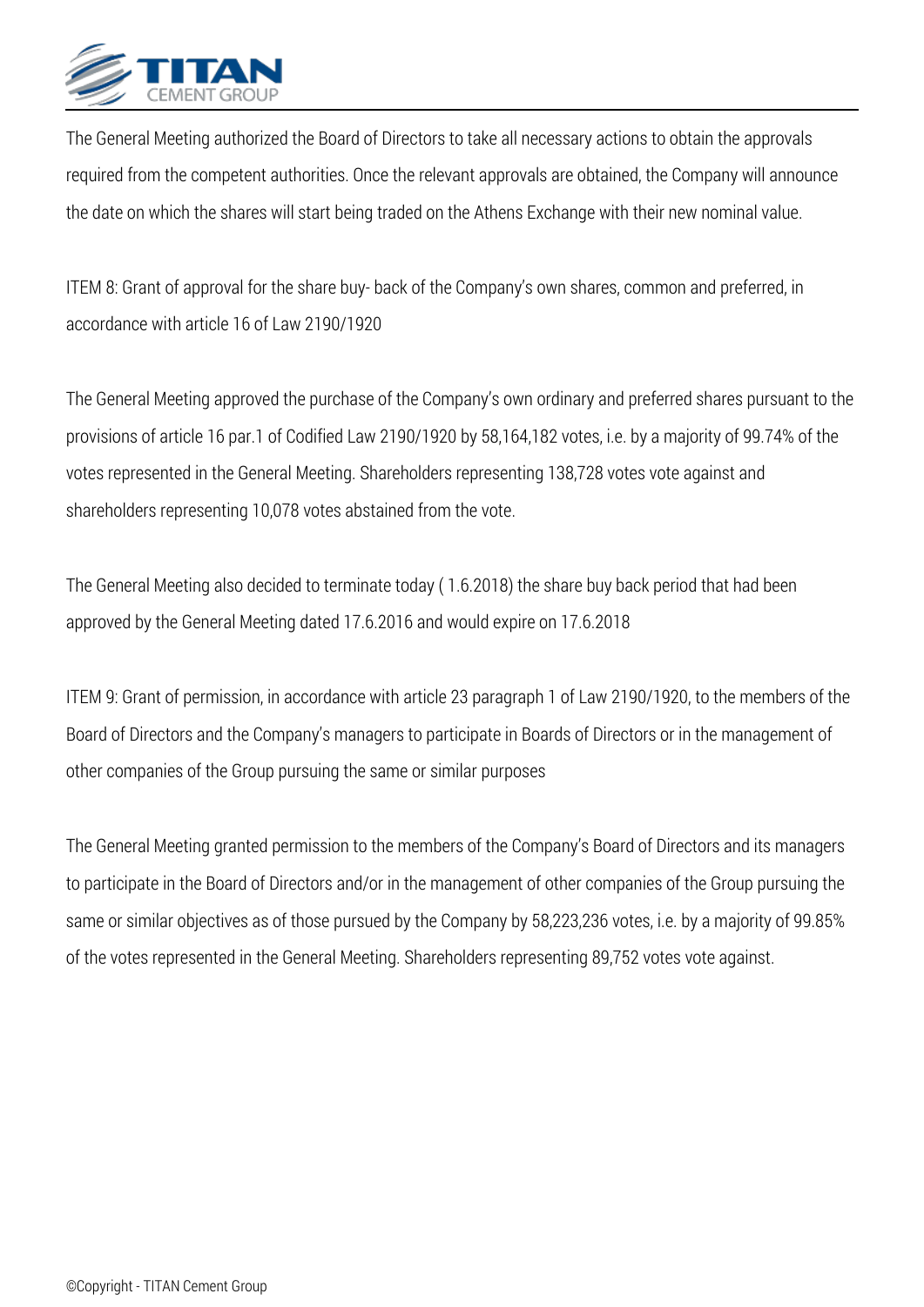The General Meeting authorized the Board of Directors to take all necessary actions to obtain the approvals required from the competent authorities. Once the relevant approvals are obtained, the Company will announce the date on which the shares will start being traded on the Athens Exchange with their new nominal value.

ITEM 8: Grant of approval for the share buy- back of the Company's own shares, common and preferred, in accordance with article 16 of Law 2190/1920

The General Meeting approved the purchase of the Company's own ordinary and preferred shares pursuant to the provisions of article 16 par.1 of Codified Law 2190/1920 by 58,164,182 votes, i.e. by a majority of 99.74% of the votes represented in the General Meeting. Shareholders representing 138,728 votes vote against and shareholders representing 10,078 votes abstained from the vote.

The General Meeting also decided to terminate today ( 1.6.2018) the share buy back period that had been approved by the General Meeting dated 17.6.2016 and would expire on 17.6.2018

ITEM 9: Grant of permission, in accordance with article 23 paragraph 1 of Law 2190/1920, to the members of the Board of Directors and the Company's managers to participate in Boards of Directors or in the management of other companies of the Group pursuing the same or similar purposes

The General Meeting granted permission to the members of the Company's Board of Directors and its managers to participate in the Board of Directors and/or in the management of other companies of the Group pursuing the same or similar objectives as of those pursued by the Company by 58,223,236 votes, i.e. by a majority of 99.85% of the votes represented in the General Meeting. Shareholders representing 89,752 votes vote against.